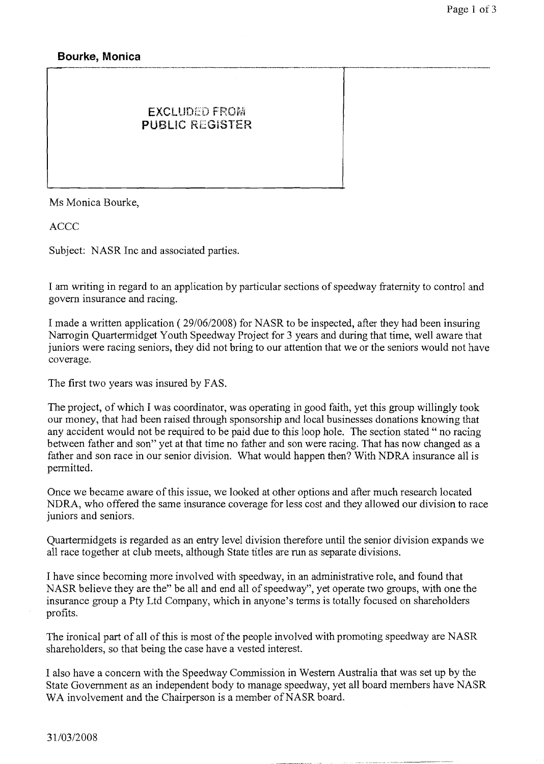**Bourke, Monica**

EXCLUDED FROM PUBLIC REGISTER

Ms Monica Bourke,

ACCC

Subject: NASR Inc and associated parties.

I am writing in regard to an application by particular sections of speedway fraternity to control and govern insurance and racing.

I made a written application ( 29/06/2008) for NASR to be inspected, after they had been insuring Narrogin Quartermidget Youth Speedway Project for 3 years and during that time, well aware that juniors were racing seniors, they did not bring to our attention that we or the seniors would not have coverage.

The first two years was insured by FAS.

The project, of which I was coordinator, was operating in good faith, yet this group willingly took our money, that had been raised through sponsorship and local businesses donations knowing that any accident would not be required to be paid due to this loop hole. The section stated " no racing between father and son" yet at that time no father and son were racing. That has now changed as a father and son race in our senior division. What would happen then? With NDRA insurance all is permitted.

Once we became aware of this issue, we looked at other options and after much research located NDRA, who offered the same insurance coverage for less cost and they allowed our division to race juniors and seniors.

Quartermidgets is regarded as an entry level division therefore until the senior division expands we all race together at club meets, although State titles are run as separate divisions.

I have since becoming more involved with speedway, in an administrative role, and found that NASR believe they are the" be all and end all of speedway", yet operate two groups, with one the insurance group a Pty Ltd Company, which in anyone's terms is totally focused on shareholders profits.

The ironical part of all of this is most of the people involved with promoting speedway are NASR shareholders, so that being the case have a vested interest.

I also have a concern with the Speedway Commission in Western Australia that was set up by the State Government as an independent body to manage speedway, yet all board members have NASR WA involvement and the Chairperson is a member of NASR board.

31/03/2008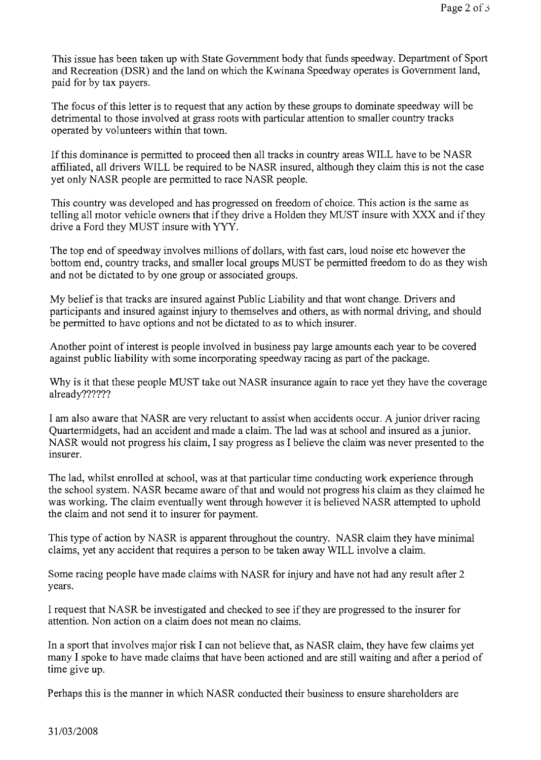This issue has been taken up with State Government body that funds speedway. Department of Sport and Recreation (DSR) and the land on which the Kwinana Speedway operates is Government land, paid for by tax payers.

The focus of this letter is to request that any action by these groups to dominate speedway will be detrimental to those involved at grass roots with particular attention to smaller country tracks operated by volunteers within that town.

If this dominance is permitted to proceed then all tracks in country areas WILL have to be NASR affiliated, all drivers WILL be required to be NASR insured, although they claim this is not the case yet only NASR people are permitted to race NASR people.

This country was developed and has progressed on freedom of choice. This action is the same as telling all motor vehicle owners that if they drive a Holden they MUST insure with XXX and if they drive a Ford they MUST insure with YYY.

The top end of speedway involves millions of dollars, with fast cars, loud noise etc however the bottom end, country tracks, and smaller local groups MUST be permitted freedom to do as they wish and not be dictated to by one group or associated groups.

My belief is that tracks are insured against Public Liability and that wont change. Drivers and participants and insured against injury to themselves and others, as with normal driving, and should be permitted to have options and not be dictated to as to which insurer.

Another point of interest is people involved in business pay large amounts each year to be covered against public liability with some incorporating speedway racing as part of the package.

Why is it that these people MUST take out NASR insurance again to race yet they have the coverage already??????

I am also aware that NASR are very reluctant to assist when accidents occur. A junior driver racing Quartermidgets, had an accident and made a claim. The lad was at school and insured as a junior. NASR would not progress his claim, I say progress as I believe the claim was never presented to the insurer.

The lad, whilst enrolled at school, was at that particular time conducting work experience through the school system. NASR became aware of that and would not progress his claim as they claimed he was working. The claim eventually went through however it is believed NASR attempted to uphold the claim and not send it to insurer for payment.

This type of action by NASR is apparent throughout the country. NASR claim they have minimal claims, yet any accident that requires a person to be taken away WILL involve a claim.

Some racing people have made claims with NASR for injury and have not had any result after 2 years.

I request that NASR be investigated and checked to see if they are progressed to the insurer for attention. Non action on a claim does not mean no claims.

In a sport that involves major risk I can not believe that, as NASR claim, they have few claims yet many I spoke to have made claims that have been actioned and are still waiting and after a period of time give up.

Perhaps this is the manner in which NASR conducted their business to ensure shareholders are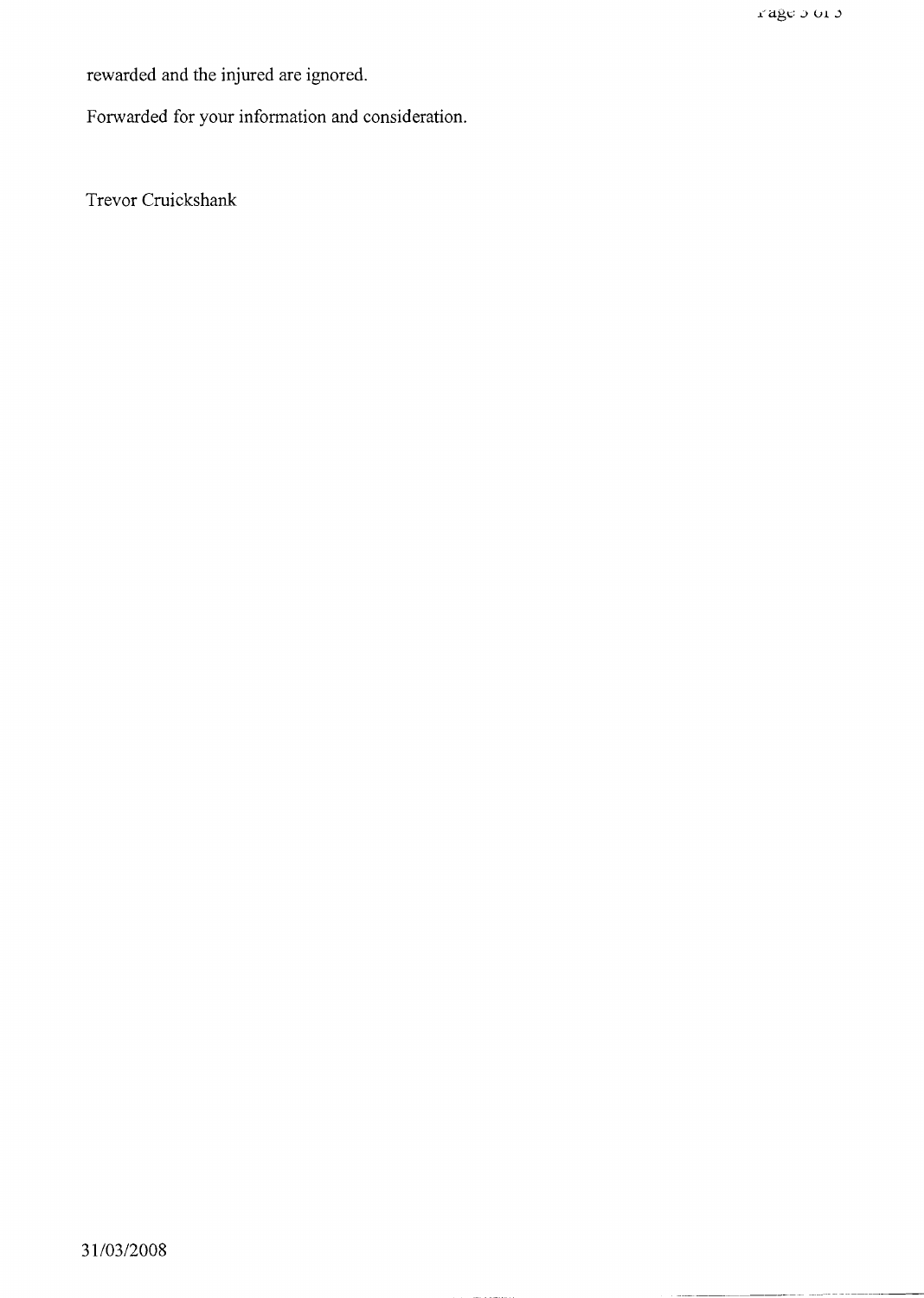rewarded and the injured are ignored.

Forwarded for your information and consideration.

Trevor Cruickshank